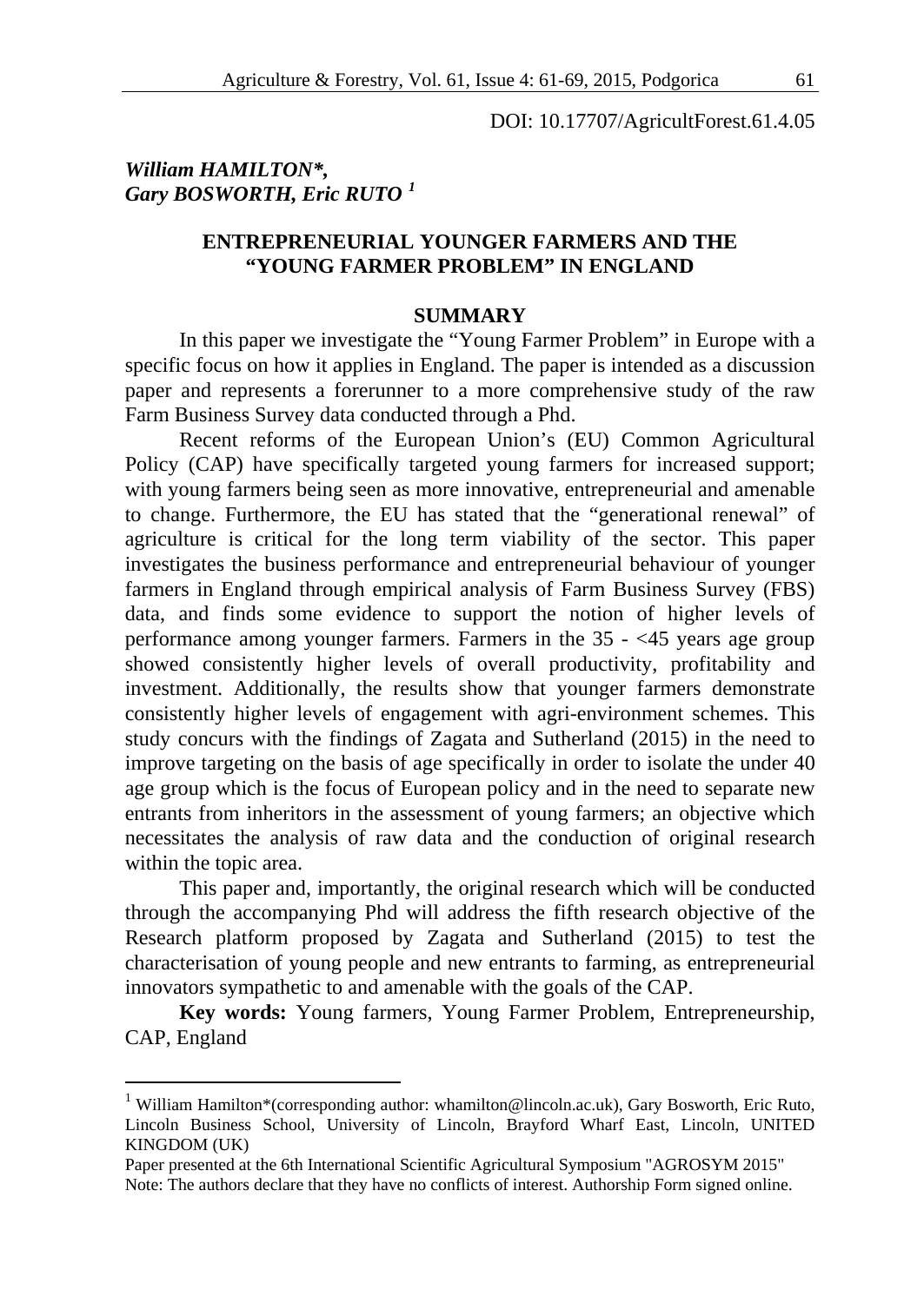DOI: 10.17707/AgricultForest.61.4.05

***William HAMILTON\*,***
***Gary BOSWORTH, Eric RUTO*** [1]

# ENTREPRENEURIAL YOUNGER FARMERS AND THE "YOUNG FARMER PROBLEM" IN ENGLAND

## SUMMARY

In this paper we investigate the "Young Farmer Problem" in Europe with a specific focus on how it applies in England. The paper is intended as a discussion paper and represents a forerunner to a more comprehensive study of the raw Farm Business Survey data conducted through a Phd.

Recent reforms of the European Union's (EU) Common Agricultural Policy (CAP) have specifically targeted young farmers for increased support; with young farmers being seen as more innovative, entrepreneurial and amenable to change. Furthermore, the EU has stated that the "generational renewal" of agriculture is critical for the long term viability of the sector. This paper investigates the business performance and entrepreneurial behaviour of younger farmers in England through empirical analysis of Farm Business Survey (FBS) data, and finds some evidence to support the notion of higher levels of performance among younger farmers. Farmers in the 35 - <45 years age group showed consistently higher levels of overall productivity, profitability and investment. Additionally, the results show that younger farmers demonstrate consistently higher levels of engagement with agri-environment schemes. This study concurs with the findings of Zagata and Sutherland (2015) in the need to improve targeting on the basis of age specifically in order to isolate the under 40 age group which is the focus of European policy and in the need to separate new entrants from inheritors in the assessment of young farmers; an objective which necessitates the analysis of raw data and the conduction of original research within the topic area.

This paper and, importantly, the original research which will be conducted through the accompanying Phd will address the fifth research objective of the Research platform proposed by Zagata and Sutherland (2015) to test the characterisation of young people and new entrants to farming, as entrepreneurial innovators sympathetic to and amenable with the goals of the CAP.

**Key words:** Young farmers, Young Farmer Problem, Entrepreneurship, CAP, England

---

[1] William Hamilton*(corresponding author: whamilton@lincoln.ac.uk), Gary Bosworth, Eric Ruto, Lincoln Business School, University of Lincoln, Brayford Wharf East, Lincoln, UNITED KINGDOM (UK)

Paper presented at the 6th International Scientific Agricultural Symposium "AGROSYM 2015"
Note: The authors declare that they have no conflicts of interest. Authorship Form signed online.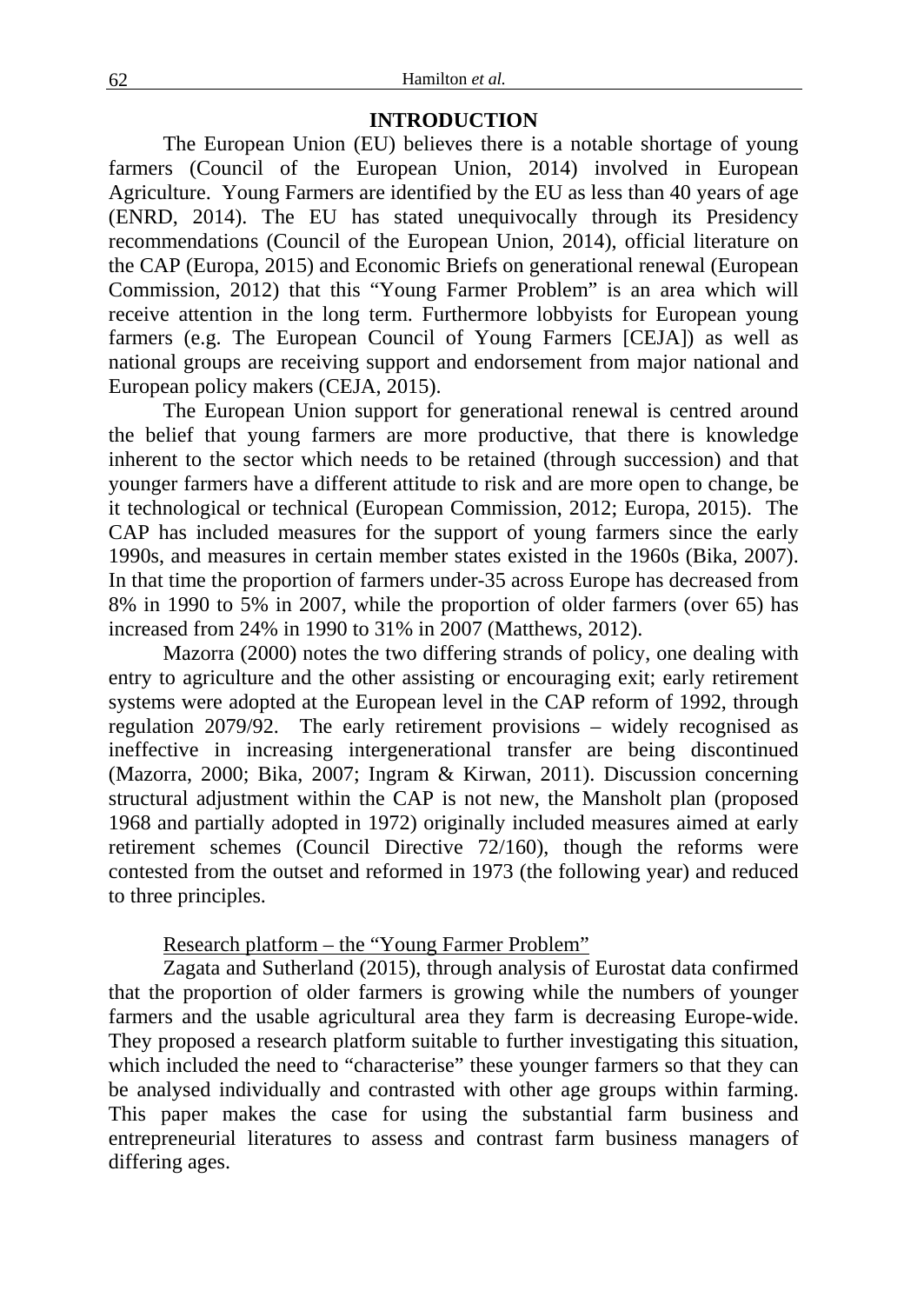## INTRODUCTION

The European Union (EU) believes there is a notable shortage of young farmers (Council of the European Union, 2014) involved in European Agriculture. Young Farmers are identified by the EU as less than 40 years of age (ENRD, 2014). The EU has stated unequivocally through its Presidency recommendations (Council of the European Union, 2014), official literature on the CAP (Europa, 2015) and Economic Briefs on generational renewal (European Commission, 2012) that this "Young Farmer Problem" is an area which will receive attention in the long term. Furthermore lobbyists for European young farmers (e.g. The European Council of Young Farmers [CEJA]) as well as national groups are receiving support and endorsement from major national and European policy makers (CEJA, 2015).

The European Union support for generational renewal is centred around the belief that young farmers are more productive, that there is knowledge inherent to the sector which needs to be retained (through succession) and that younger farmers have a different attitude to risk and are more open to change, be it technological or technical (European Commission, 2012; Europa, 2015). The CAP has included measures for the support of young farmers since the early 1990s, and measures in certain member states existed in the 1960s (Bika, 2007). In that time the proportion of farmers under-35 across Europe has decreased from 8% in 1990 to 5% in 2007, while the proportion of older farmers (over 65) has increased from 24% in 1990 to 31% in 2007 (Matthews, 2012).

Mazorra (2000) notes the two differing strands of policy, one dealing with entry to agriculture and the other assisting or encouraging exit; early retirement systems were adopted at the European level in the CAP reform of 1992, through regulation 2079/92. The early retirement provisions – widely recognised as ineffective in increasing intergenerational transfer are being discontinued (Mazorra, 2000; Bika, 2007; Ingram & Kirwan, 2011). Discussion concerning structural adjustment within the CAP is not new, the Mansholt plan (proposed 1968 and partially adopted in 1972) originally included measures aimed at early retirement schemes (Council Directive 72/160), though the reforms were contested from the outset and reformed in 1973 (the following year) and reduced to three principles.

### Research platform – the "Young Farmer Problem"

Zagata and Sutherland (2015), through analysis of Eurostat data confirmed that the proportion of older farmers is growing while the numbers of younger farmers and the usable agricultural area they farm is decreasing Europe-wide. They proposed a research platform suitable to further investigating this situation, which included the need to "characterise" these younger farmers so that they can be analysed individually and contrasted with other age groups within farming. This paper makes the case for using the substantial farm business and entrepreneurial literatures to assess and contrast farm business managers of differing ages.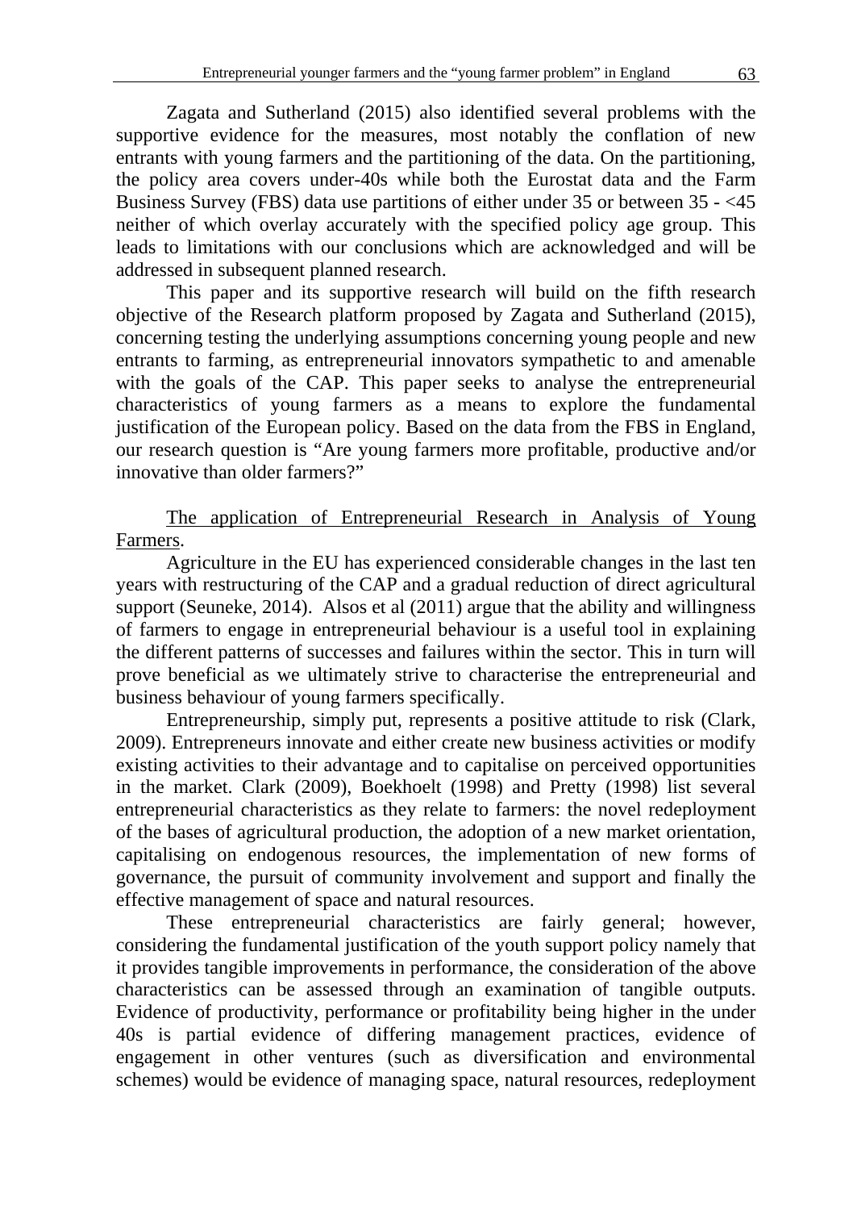Zagata and Sutherland (2015) also identified several problems with the supportive evidence for the measures, most notably the conflation of new entrants with young farmers and the partitioning of the data. On the partitioning, the policy area covers under-40s while both the Eurostat data and the Farm Business Survey (FBS) data use partitions of either under 35 or between 35 - <45 neither of which overlay accurately with the specified policy age group. This leads to limitations with our conclusions which are acknowledged and will be addressed in subsequent planned research.

This paper and its supportive research will build on the fifth research objective of the Research platform proposed by Zagata and Sutherland (2015), concerning testing the underlying assumptions concerning young people and new entrants to farming, as entrepreneurial innovators sympathetic to and amenable with the goals of the CAP. This paper seeks to analyse the entrepreneurial characteristics of young farmers as a means to explore the fundamental justification of the European policy. Based on the data from the FBS in England, our research question is "Are young farmers more profitable, productive and/or innovative than older farmers?"

## The application of Entrepreneurial Research in Analysis of Young Farmers.

Agriculture in the EU has experienced considerable changes in the last ten years with restructuring of the CAP and a gradual reduction of direct agricultural support (Seuneke, 2014). Alsos et al (2011) argue that the ability and willingness of farmers to engage in entrepreneurial behaviour is a useful tool in explaining the different patterns of successes and failures within the sector. This in turn will prove beneficial as we ultimately strive to characterise the entrepreneurial and business behaviour of young farmers specifically.

Entrepreneurship, simply put, represents a positive attitude to risk (Clark, 2009). Entrepreneurs innovate and either create new business activities or modify existing activities to their advantage and to capitalise on perceived opportunities in the market. Clark (2009), Boekhoelt (1998) and Pretty (1998) list several entrepreneurial characteristics as they relate to farmers: the novel redeployment of the bases of agricultural production, the adoption of a new market orientation, capitalising on endogenous resources, the implementation of new forms of governance, the pursuit of community involvement and support and finally the effective management of space and natural resources.

These entrepreneurial characteristics are fairly general; however, considering the fundamental justification of the youth support policy namely that it provides tangible improvements in performance, the consideration of the above characteristics can be assessed through an examination of tangible outputs. Evidence of productivity, performance or profitability being higher in the under 40s is partial evidence of differing management practices, evidence of engagement in other ventures (such as diversification and environmental schemes) would be evidence of managing space, natural resources, redeployment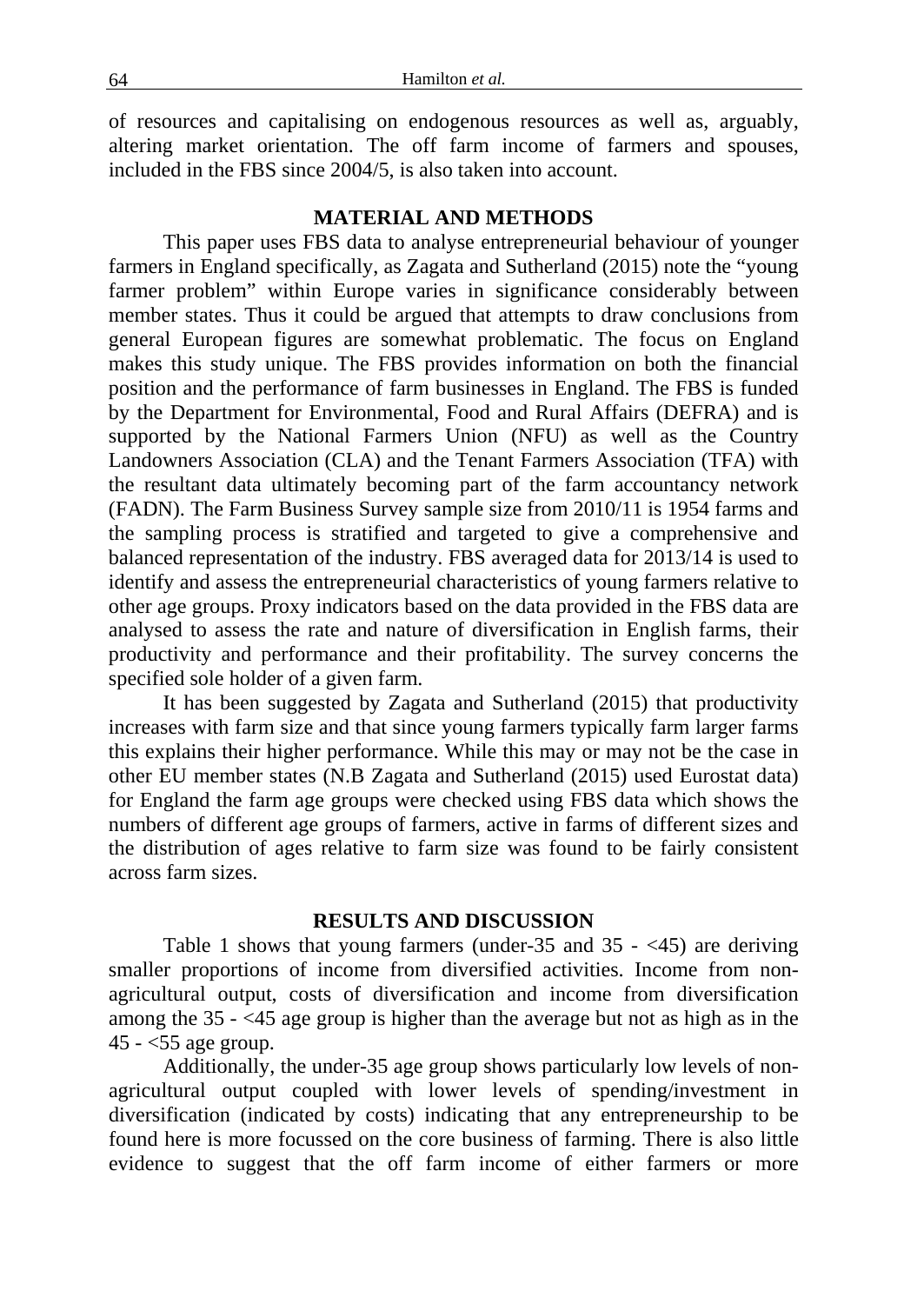of resources and capitalising on endogenous resources as well as, arguably, altering market orientation. The off farm income of farmers and spouses, included in the FBS since 2004/5, is also taken into account.

## MATERIAL AND METHODS

This paper uses FBS data to analyse entrepreneurial behaviour of younger farmers in England specifically, as Zagata and Sutherland (2015) note the "young farmer problem" within Europe varies in significance considerably between member states. Thus it could be argued that attempts to draw conclusions from general European figures are somewhat problematic. The focus on England makes this study unique. The FBS provides information on both the financial position and the performance of farm businesses in England. The FBS is funded by the Department for Environmental, Food and Rural Affairs (DEFRA) and is supported by the National Farmers Union (NFU) as well as the Country Landowners Association (CLA) and the Tenant Farmers Association (TFA) with the resultant data ultimately becoming part of the farm accountancy network (FADN). The Farm Business Survey sample size from 2010/11 is 1954 farms and the sampling process is stratified and targeted to give a comprehensive and balanced representation of the industry. FBS averaged data for 2013/14 is used to identify and assess the entrepreneurial characteristics of young farmers relative to other age groups. Proxy indicators based on the data provided in the FBS data are analysed to assess the rate and nature of diversification in English farms, their productivity and performance and their profitability. The survey concerns the specified sole holder of a given farm.

It has been suggested by Zagata and Sutherland (2015) that productivity increases with farm size and that since young farmers typically farm larger farms this explains their higher performance. While this may or may not be the case in other EU member states (N.B Zagata and Sutherland (2015) used Eurostat data) for England the farm age groups were checked using FBS data which shows the numbers of different age groups of farmers, active in farms of different sizes and the distribution of ages relative to farm size was found to be fairly consistent across farm sizes.

## RESULTS AND DISCUSSION

Table 1 shows that young farmers (under-35 and 35 - <45) are deriving smaller proportions of income from diversified activities. Income from non-agricultural output, costs of diversification and income from diversification among the 35 - <45 age group is higher than the average but not as high as in the 45 - <55 age group.

Additionally, the under-35 age group shows particularly low levels of non-agricultural output coupled with lower levels of spending/investment in diversification (indicated by costs) indicating that any entrepreneurship to be found here is more focussed on the core business of farming. There is also little evidence to suggest that the off farm income of either farmers or more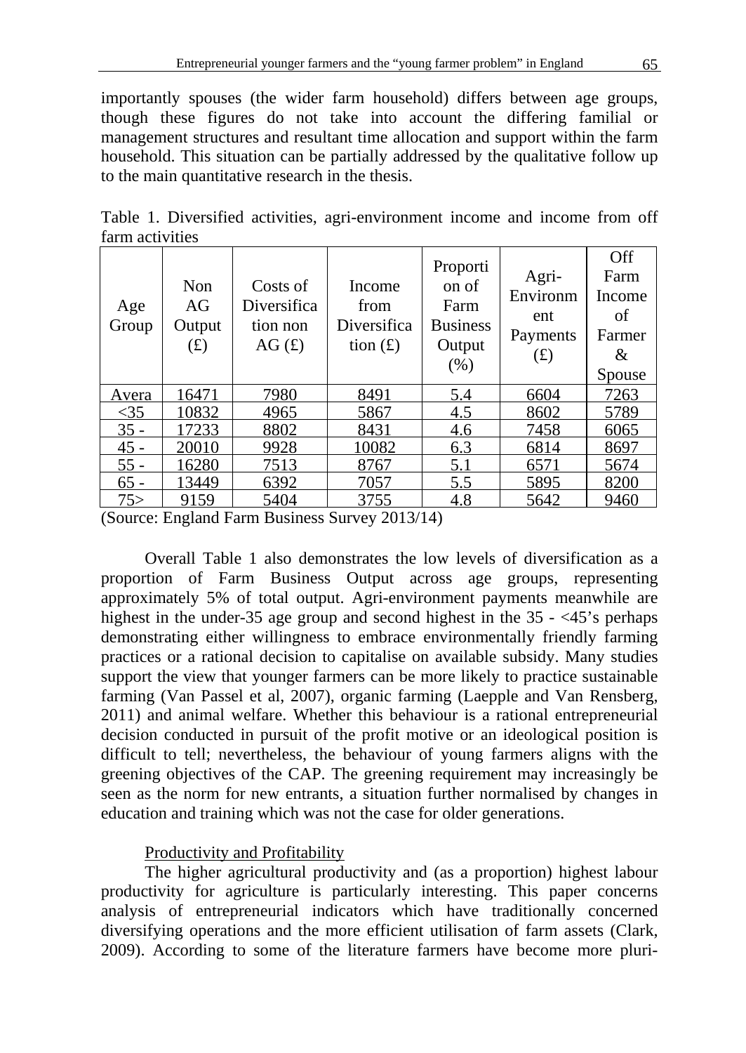importantly spouses (the wider farm household) differs between age groups, though these figures do not take into account the differing familial or management structures and resultant time allocation and support within the farm household. This situation can be partially addressed by the qualitative follow up to the main quantitative research in the thesis.

Table 1. Diversified activities, agri-environment income and income from off farm activities

| Age Group | Non AG Output (£) | Costs of Diversification non AG (£) | Income from Diversification (£) | Proportion of Farm Business Output (%) | Agri-Environment Payments (£) | Off Farm Income of Farmer & Spouse |
|---|---|---|---|---|---|---|
| Avera | 16471 | 7980 | 8491 | 5.4 | 6604 | 7263 |
| <35 | 10832 | 4965 | 5867 | 4.5 | 8602 | 5789 |
| 35 - | 17233 | 8802 | 8431 | 4.6 | 7458 | 6065 |
| 45 - | 20010 | 9928 | 10082 | 6.3 | 6814 | 8697 |
| 55 - | 16280 | 7513 | 8767 | 5.1 | 6571 | 5674 |
| 65 - | 13449 | 6392 | 7057 | 5.5 | 5895 | 8200 |
| 75> | 9159 | 5404 | 3755 | 4.8 | 5642 | 9460 |

(Source: England Farm Business Survey 2013/14)

Overall Table 1 also demonstrates the low levels of diversification as a proportion of Farm Business Output across age groups, representing approximately 5% of total output. Agri-environment payments meanwhile are highest in the under-35 age group and second highest in the 35 - <45's perhaps demonstrating either willingness to embrace environmentally friendly farming practices or a rational decision to capitalise on available subsidy. Many studies support the view that younger farmers can be more likely to practice sustainable farming (Van Passel et al, 2007), organic farming (Laepple and Van Rensberg, 2011) and animal welfare. Whether this behaviour is a rational entrepreneurial decision conducted in pursuit of the profit motive or an ideological position is difficult to tell; nevertheless, the behaviour of young farmers aligns with the greening objectives of the CAP. The greening requirement may increasingly be seen as the norm for new entrants, a situation further normalised by changes in education and training which was not the case for older generations.

### Productivity and Profitability

The higher agricultural productivity and (as a proportion) highest labour productivity for agriculture is particularly interesting. This paper concerns analysis of entrepreneurial indicators which have traditionally concerned diversifying operations and the more efficient utilisation of farm assets (Clark, 2009). According to some of the literature farmers have become more pluri-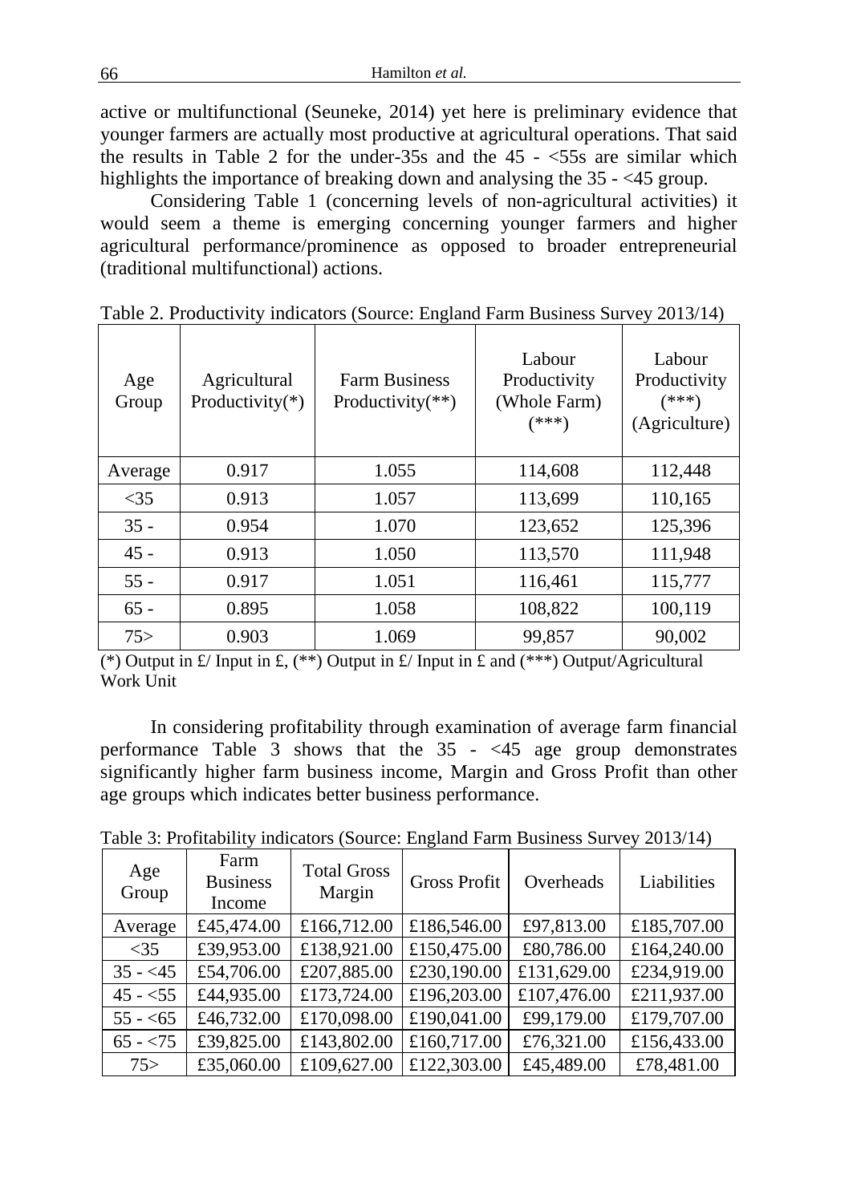active or multifunctional (Seuneke, 2014) yet here is preliminary evidence that younger farmers are actually most productive at agricultural operations. That said the results in Table 2 for the under-35s and the 45 - <55s are similar which highlights the importance of breaking down and analysing the 35 - <45 group.

Considering Table 1 (concerning levels of non-agricultural activities) it would seem a theme is emerging concerning younger farmers and higher agricultural performance/prominence as opposed to broader entrepreneurial (traditional multifunctional) actions.

Table 2. Productivity indicators (Source: England Farm Business Survey 2013/14)

| Age Group | Agricultural Productivity(*) | Farm Business Productivity(**) | Labour Productivity (Whole Farm) (***) | Labour Productivity (***) (Agriculture) |
|---|---|---|---|---|
| Average | 0.917 | 1.055 | 114,608 | 112,448 |
| <35 | 0.913 | 1.057 | 113,699 | 110,165 |
| 35 - | 0.954 | 1.070 | 123,652 | 125,396 |
| 45 - | 0.913 | 1.050 | 113,570 | 111,948 |
| 55 - | 0.917 | 1.051 | 116,461 | 115,777 |
| 65 - | 0.895 | 1.058 | 108,822 | 100,119 |
| 75> | 0.903 | 1.069 | 99,857 | 90,002 |

(*) Output in £/ Input in £, (**) Output in £/ Input in £ and (***) Output/Agricultural Work Unit

In considering profitability through examination of average farm financial performance Table 3 shows that the 35 - <45 age group demonstrates significantly higher farm business income, Margin and Gross Profit than other age groups which indicates better business performance.

Table 3: Profitability indicators (Source: England Farm Business Survey 2013/14)

| Age Group | Farm Business Income | Total Gross Margin | Gross Profit | Overheads | Liabilities |
|---|---|---|---|---|---|
| Average | £45,474.00 | £166,712.00 | £186,546.00 | £97,813.00 | £185,707.00 |
| <35 | £39,953.00 | £138,921.00 | £150,475.00 | £80,786.00 | £164,240.00 |
| 35 - <45 | £54,706.00 | £207,885.00 | £230,190.00 | £131,629.00 | £234,919.00 |
| 45 - <55 | £44,935.00 | £173,724.00 | £196,203.00 | £107,476.00 | £211,937.00 |
| 55 - <65 | £46,732.00 | £170,098.00 | £190,041.00 | £99,179.00 | £179,707.00 |
| 65 - <75 | £39,825.00 | £143,802.00 | £160,717.00 | £76,321.00 | £156,433.00 |
| 75> | £35,060.00 | £109,627.00 | £122,303.00 | £45,489.00 | £78,481.00 |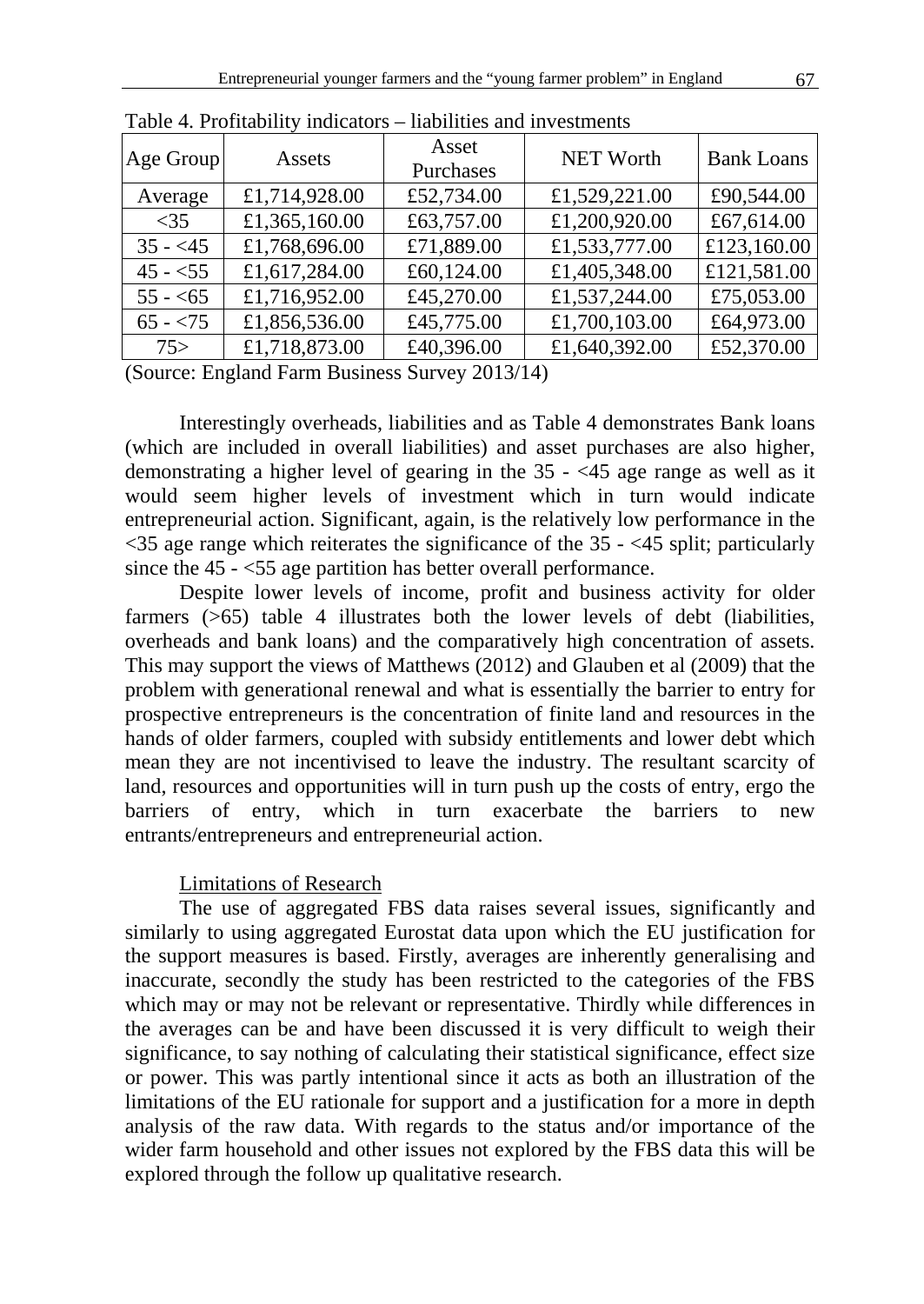Table 4. Profitability indicators – liabilities and investments

| Age Group | Assets | Asset Purchases | NET Worth | Bank Loans |
|---|---|---|---|---|
| Average | £1,714,928.00 | £52,734.00 | £1,529,221.00 | £90,544.00 |
| <35 | £1,365,160.00 | £63,757.00 | £1,200,920.00 | £67,614.00 |
| 35 - <45 | £1,768,696.00 | £71,889.00 | £1,533,777.00 | £123,160.00 |
| 45 - <55 | £1,617,284.00 | £60,124.00 | £1,405,348.00 | £121,581.00 |
| 55 - <65 | £1,716,952.00 | £45,270.00 | £1,537,244.00 | £75,053.00 |
| 65 - <75 | £1,856,536.00 | £45,775.00 | £1,700,103.00 | £64,973.00 |
| 75> | £1,718,873.00 | £40,396.00 | £1,640,392.00 | £52,370.00 |

(Source: England Farm Business Survey 2013/14)

Interestingly overheads, liabilities and as Table 4 demonstrates Bank loans (which are included in overall liabilities) and asset purchases are also higher, demonstrating a higher level of gearing in the 35 - <45 age range as well as it would seem higher levels of investment which in turn would indicate entrepreneurial action. Significant, again, is the relatively low performance in the <35 age range which reiterates the significance of the 35 - <45 split; particularly since the 45 - <55 age partition has better overall performance.

Despite lower levels of income, profit and business activity for older farmers (>65) table 4 illustrates both the lower levels of debt (liabilities, overheads and bank loans) and the comparatively high concentration of assets. This may support the views of Matthews (2012) and Glauben et al (2009) that the problem with generational renewal and what is essentially the barrier to entry for prospective entrepreneurs is the concentration of finite land and resources in the hands of older farmers, coupled with subsidy entitlements and lower debt which mean they are not incentivised to leave the industry. The resultant scarcity of land, resources and opportunities will in turn push up the costs of entry, ergo the barriers of entry, which in turn exacerbate the barriers to new entrants/entrepreneurs and entrepreneurial action.

Limitations of Research

The use of aggregated FBS data raises several issues, significantly and similarly to using aggregated Eurostat data upon which the EU justification for the support measures is based. Firstly, averages are inherently generalising and inaccurate, secondly the study has been restricted to the categories of the FBS which may or may not be relevant or representative. Thirdly while differences in the averages can be and have been discussed it is very difficult to weigh their significance, to say nothing of calculating their statistical significance, effect size or power. This was partly intentional since it acts as both an illustration of the limitations of the EU rationale for support and a justification for a more in depth analysis of the raw data. With regards to the status and/or importance of the wider farm household and other issues not explored by the FBS data this will be explored through the follow up qualitative research.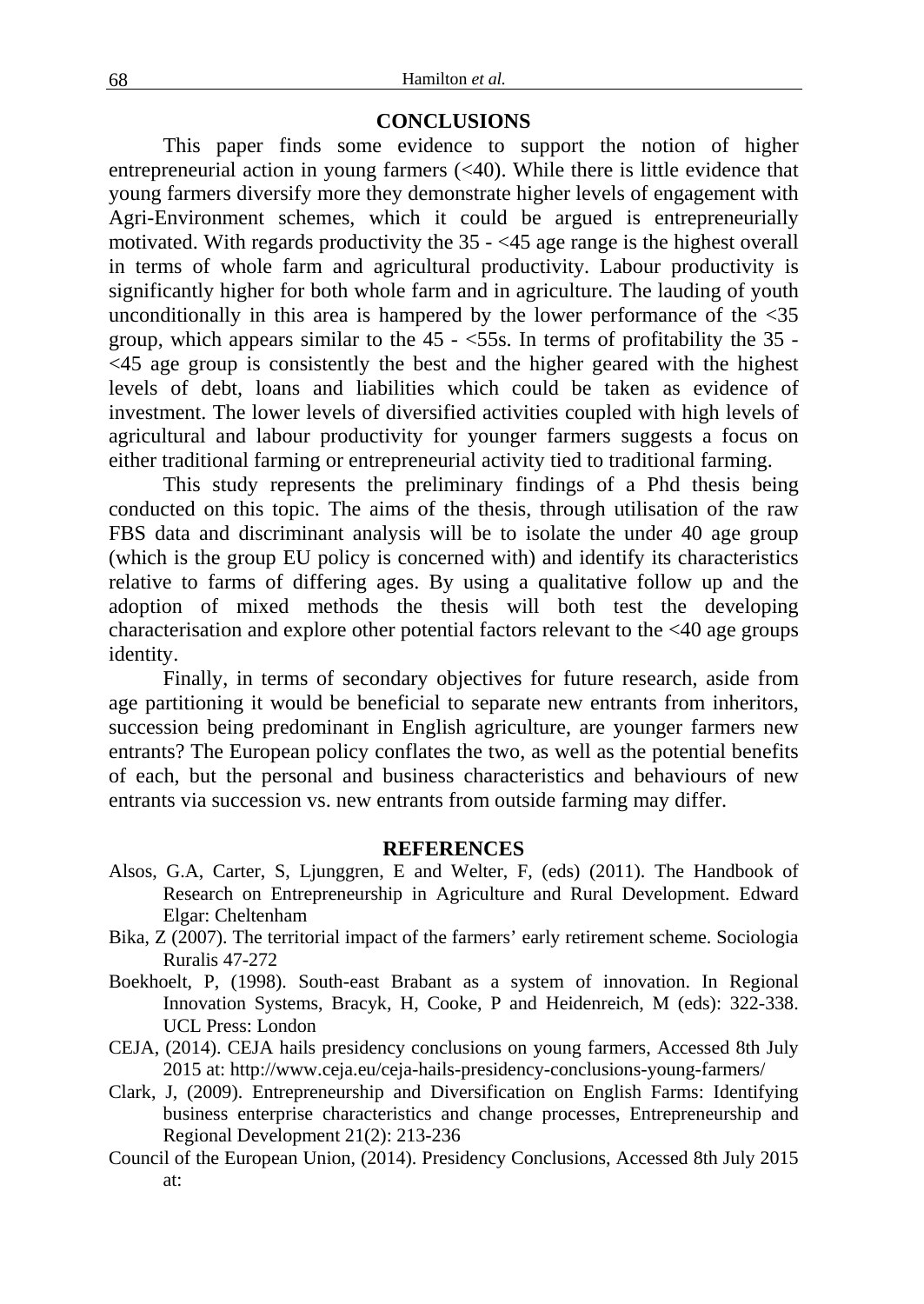## CONCLUSIONS

This paper finds some evidence to support the notion of higher entrepreneurial action in young farmers (<40). While there is little evidence that young farmers diversify more they demonstrate higher levels of engagement with Agri-Environment schemes, which it could be argued is entrepreneurially motivated. With regards productivity the 35 - <45 age range is the highest overall in terms of whole farm and agricultural productivity. Labour productivity is significantly higher for both whole farm and in agriculture. The lauding of youth unconditionally in this area is hampered by the lower performance of the <35 group, which appears similar to the 45 - <55s. In terms of profitability the 35 - <45 age group is consistently the best and the higher geared with the highest levels of debt, loans and liabilities which could be taken as evidence of investment. The lower levels of diversified activities coupled with high levels of agricultural and labour productivity for younger farmers suggests a focus on either traditional farming or entrepreneurial activity tied to traditional farming.

This study represents the preliminary findings of a Phd thesis being conducted on this topic. The aims of the thesis, through utilisation of the raw FBS data and discriminant analysis will be to isolate the under 40 age group (which is the group EU policy is concerned with) and identify its characteristics relative to farms of differing ages. By using a qualitative follow up and the adoption of mixed methods the thesis will both test the developing characterisation and explore other potential factors relevant to the <40 age groups identity.

Finally, in terms of secondary objectives for future research, aside from age partitioning it would be beneficial to separate new entrants from inheritors, succession being predominant in English agriculture, are younger farmers new entrants? The European policy conflates the two, as well as the potential benefits of each, but the personal and business characteristics and behaviours of new entrants via succession vs. new entrants from outside farming may differ.

## REFERENCES

Alsos, G.A, Carter, S, Ljunggren, E and Welter, F, (eds) (2011). The Handbook of Research on Entrepreneurship in Agriculture and Rural Development. Edward Elgar: Cheltenham

Bika, Z (2007). The territorial impact of the farmers' early retirement scheme. Sociologia Ruralis 47-272

Boekhoelt, P, (1998). South-east Brabant as a system of innovation. In Regional Innovation Systems, Bracyk, H, Cooke, P and Heidenreich, M (eds): 322-338. UCL Press: London

CEJA, (2014). CEJA hails presidency conclusions on young farmers, Accessed 8th July 2015 at: http://www.ceja.eu/ceja-hails-presidency-conclusions-young-farmers/

Clark, J, (2009). Entrepreneurship and Diversification on English Farms: Identifying business enterprise characteristics and change processes, Entrepreneurship and Regional Development 21(2): 213-236

Council of the European Union, (2014). Presidency Conclusions, Accessed 8th July 2015 at: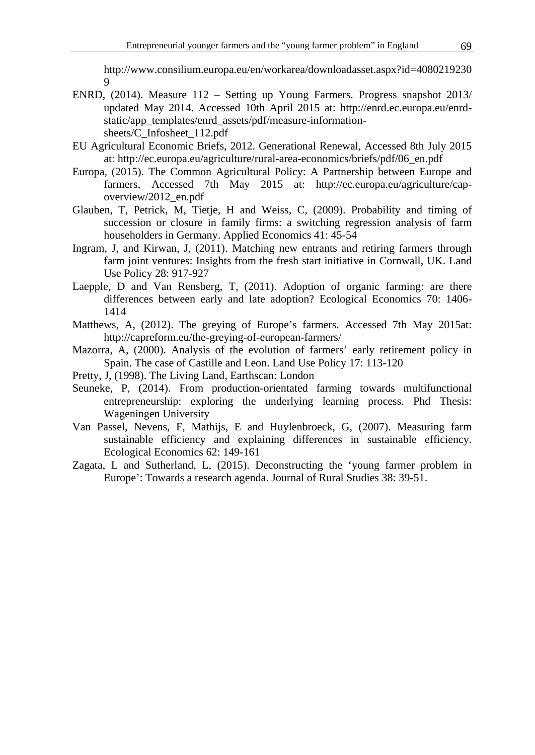http://www.consilium.europa.eu/en/workarea/downloadasset.aspx?id=40802192309

ENRD, (2014). Measure 112 – Setting up Young Farmers. Progress snapshot 2013/ updated May 2014. Accessed 10th April 2015 at: http://enrd.ec.europa.eu/enrd-static/app_templates/enrd_assets/pdf/measure-information-sheets/C_Infosheet_112.pdf

EU Agricultural Economic Briefs, 2012. Generational Renewal, Accessed 8th July 2015 at: http://ec.europa.eu/agriculture/rural-area-economics/briefs/pdf/06_en.pdf

Europa, (2015). The Common Agricultural Policy: A Partnership between Europe and farmers, Accessed 7th May 2015 at: http://ec.europa.eu/agriculture/cap-overview/2012_en.pdf

Glauben, T, Petrick, M, Tietje, H and Weiss, C, (2009). Probability and timing of succession or closure in family firms: a switching regression analysis of farm householders in Germany. Applied Economics 41: 45-54

Ingram, J, and Kirwan, J, (2011). Matching new entrants and retiring farmers through farm joint ventures: Insights from the fresh start initiative in Cornwall, UK. Land Use Policy 28: 917-927

Laepple, D and Van Rensberg, T, (2011). Adoption of organic farming: are there differences between early and late adoption? Ecological Economics 70: 1406-1414

Matthews, A, (2012). The greying of Europe's farmers. Accessed 7th May 2015at: http://capreform.eu/the-greying-of-european-farmers/

Mazorra, A, (2000). Analysis of the evolution of farmers' early retirement policy in Spain. The case of Castille and Leon. Land Use Policy 17: 113-120

Pretty, J, (1998). The Living Land, Earthscan: London

Seuneke, P, (2014). From production-orientated farming towards multifunctional entrepreneurship: exploring the underlying learning process. Phd Thesis: Wageningen University

Van Passel, Nevens, F, Mathijs, E and Huylenbroeck, G, (2007). Measuring farm sustainable efficiency and explaining differences in sustainable efficiency. Ecological Economics 62: 149-161

Zagata, L and Sutherland, L, (2015). Deconstructing the 'young farmer problem in Europe': Towards a research agenda. Journal of Rural Studies 38: 39-51.